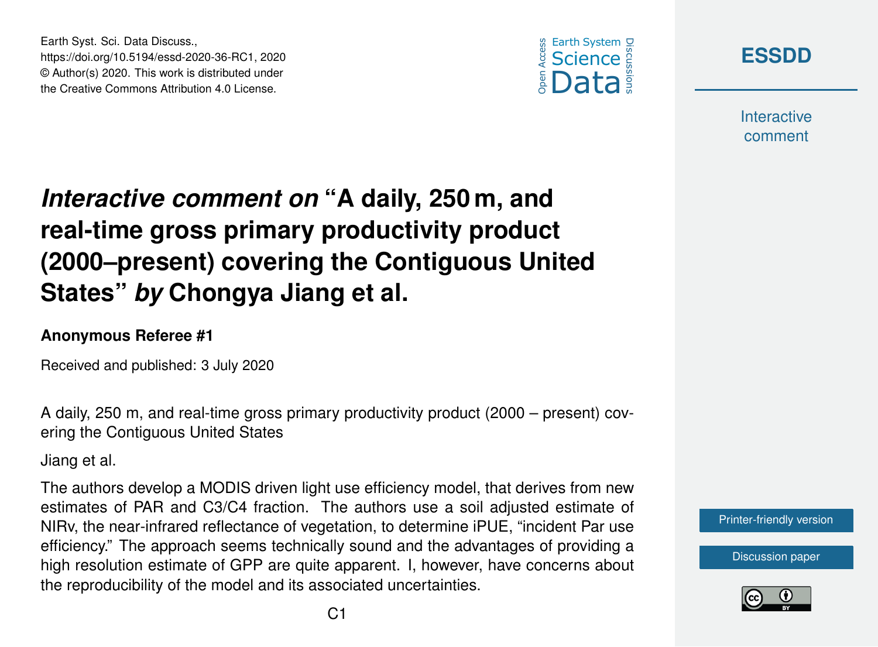# *Interactive comment on* "A daily, 250 m, and real-time gross primary productivity product (2000–present) covering the Contiguous United States" *by* Chongya Jiang et al.

**Anonymous Referee #1**

Received and published: 3 July 2020

A daily, 250 m, and real-time gross primary productivity product (2000 – present) covering the Contiguous United States

Jiang et al.

The authors develop a MODIS driven light use efficiency model, that derives from new estimates of PAR and C3/C4 fraction. The authors use a soil adjusted estimate of NIRv, the near-infrared reflectance of vegetation, to determine iPUE, "incident Par use efficiency." The approach seems technically sound and the advantages of providing a high resolution estimate of GPP are quite apparent. I, however, have concerns about the reproducibility of the model and its associated uncertainties.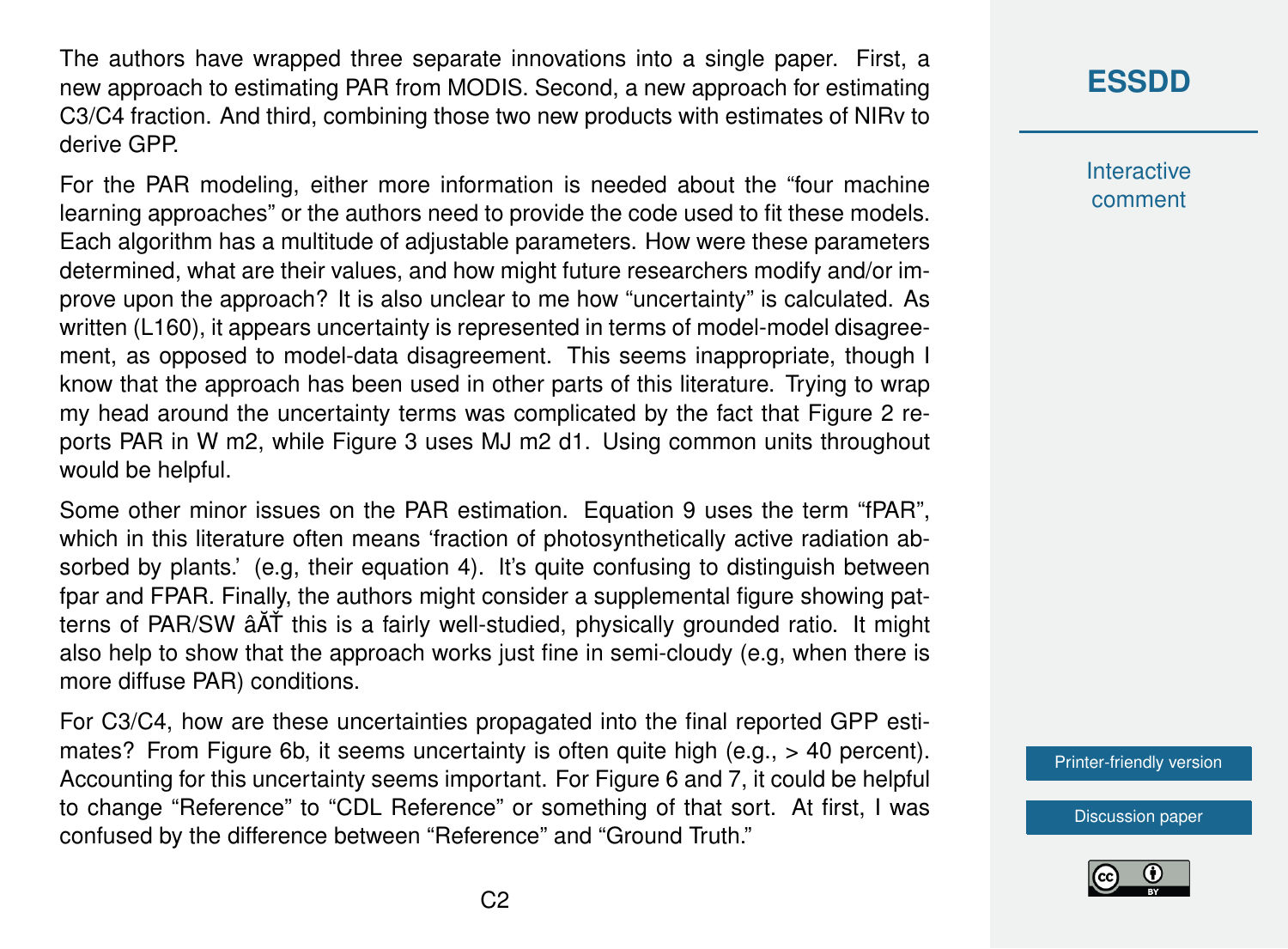The authors have wrapped three separate innovations into a single paper. First, a new approach to estimating PAR from MODIS. Second, a new approach for estimating C3/C4 fraction. And third, combining those two new products with estimates of NIRv to derive GPP.

For the PAR modeling, either more information is needed about the "four machine learning approaches" or the authors need to provide the code used to fit these models. Each algorithm has a multitude of adjustable parameters. How were these parameters determined, what are their values, and how might future researchers modify and/or improve upon the approach? It is also unclear to me how "uncertainty" is calculated. As written (L160), it appears uncertainty is represented in terms of model-model disagreement, as opposed to model-data disagreement. This seems inappropriate, though I know that the approach has been used in other parts of this literature. Trying to wrap my head around the uncertainty terms was complicated by the fact that Figure 2 reports PAR in W m2, while Figure 3 uses MJ m2 d1. Using common units throughout would be helpful.

Some other minor issues on the PAR estimation. Equation 9 uses the term "fPAR", which in this literature often means 'fraction of photosynthetically active radiation absorbed by plants.' (e.g, their equation 4). It's quite confusing to distinguish between fpar and FPAR. Finally, the authors might consider a supplemental figure showing patterns of PAR/SW âĂŤ this is a fairly well-studied, physically grounded ratio. It might also help to show that the approach works just fine in semi-cloudy (e.g, when there is more diffuse PAR) conditions.

For C3/C4, how are these uncertainties propagated into the final reported GPP estimates? From Figure 6b, it seems uncertainty is often quite high (e.g., > 40 percent). Accounting for this uncertainty seems important. For Figure 6 and 7, it could be helpful to change "Reference" to "CDL Reference" or something of that sort. At first, I was confused by the difference between "Reference" and "Ground Truth."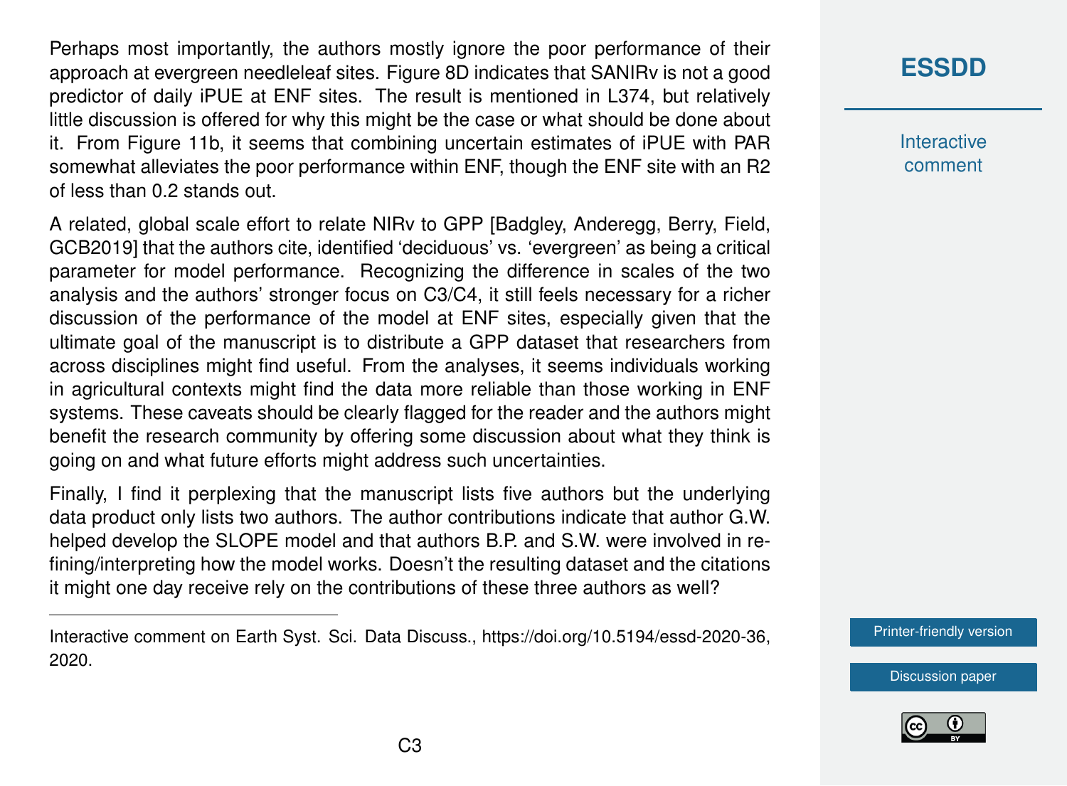Perhaps most importantly, the authors mostly ignore the poor performance of their approach at evergreen needleleaf sites. Figure 8D indicates that SANIRv is not a good predictor of daily iPUE at ENF sites. The result is mentioned in L374, but relatively little discussion is offered for why this might be the case or what should be done about it. From Figure 11b, it seems that combining uncertain estimates of iPUE with PAR somewhat alleviates the poor performance within ENF, though the ENF site with an $R2$ of less than 0.2 stands out.

A related, global scale effort to relate NIRv to GPP [Badgley, Anderegg, Berry, Field, GCB2019] that the authors cite, identified 'deciduous' vs. 'evergreen' as being a critical parameter for model performance. Recognizing the difference in scales of the two analysis and the authors' stronger focus on C3/C4, it still feels necessary for a richer discussion of the performance of the model at ENF sites, especially given that the ultimate goal of the manuscript is to distribute a GPP dataset that researchers from across disciplines might find useful. From the analyses, it seems individuals working in agricultural contexts might find the data more reliable than those working in ENF systems. These caveats should be clearly flagged for the reader and the authors might benefit the research community by offering some discussion about what they think is going on and what future efforts might address such uncertainties.

Finally, I find it perplexing that the manuscript lists five authors but the underlying data product only lists two authors. The author contributions indicate that author G.W. helped develop the SLOPE model and that authors B.P. and S.W. were involved in refining/interpreting how the model works. Doesn't the resulting dataset and the citations it might one day receive rely on the contributions of these three authors as well?

---

Interactive comment on Earth Syst. Sci. Data Discuss., https://doi.org/10.5194/essd-2020-36, 2020.